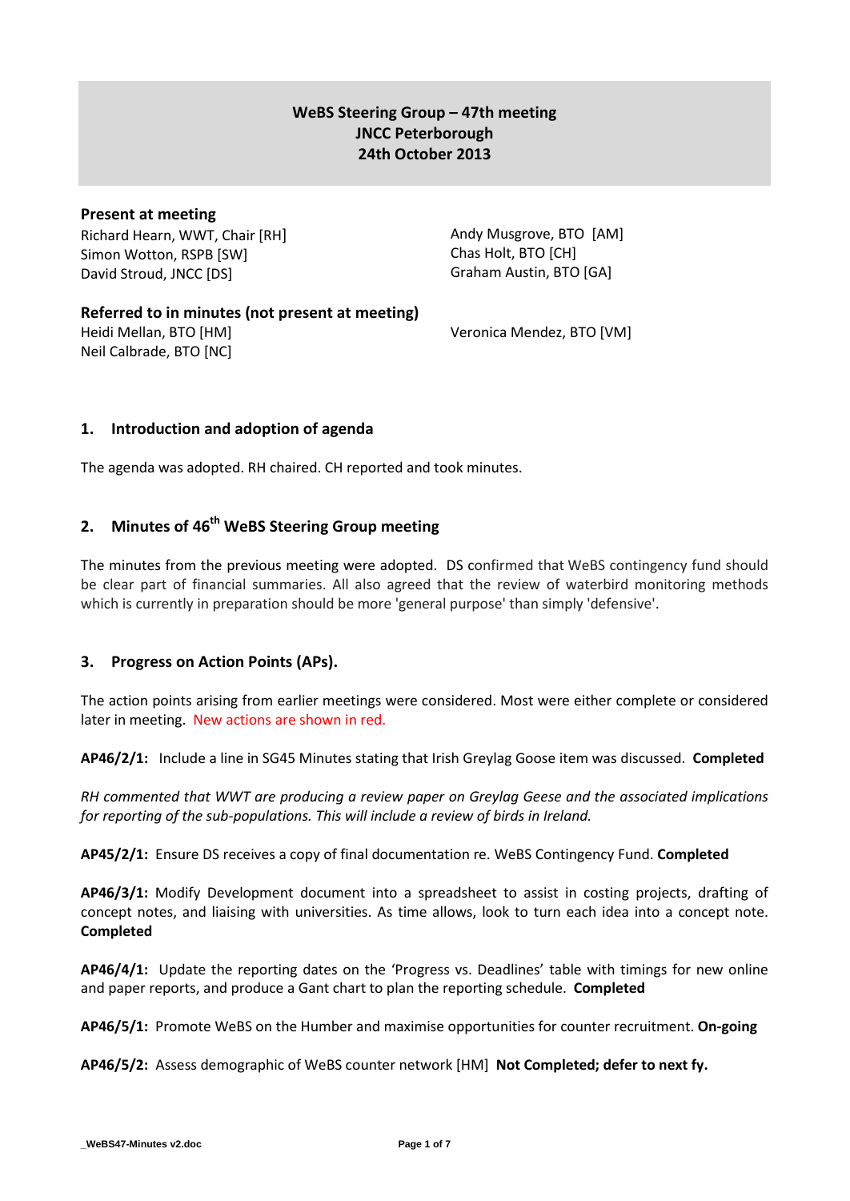**WeBS Steering Group – 47th meeting**
**JNCC Peterborough**
**24th October 2013**

**Present at meeting**

Richard Hearn, WWT, Chair [RH]
Simon Wotton, RSPB [SW]
David Stroud, JNCC [DS]
Andy Musgrove, BTO [AM]
Chas Holt, BTO [CH]
Graham Austin, BTO [GA]

**Referred to in minutes (not present at meeting)**

Heidi Mellan, BTO [HM]
Neil Calbrade, BTO [NC]
Veronica Mendez, BTO [VM]

## 1. Introduction and adoption of agenda

The agenda was adopted. RH chaired. CH reported and took minutes.

## 2. Minutes of 46th WeBS Steering Group meeting

The minutes from the previous meeting were adopted. DS confirmed that WeBS contingency fund should be clear part of financial summaries. All also agreed that the review of waterbird monitoring methods which is currently in preparation should be more 'general purpose' than simply 'defensive'.

## 3. Progress on Action Points (APs).

The action points arising from earlier meetings were considered. Most were either complete or considered later in meeting. New actions are shown in red.

**AP46/2/1:** Include a line in SG45 Minutes stating that Irish Greylag Goose item was discussed. **Completed**

*RH commented that WWT are producing a review paper on Greylag Geese and the associated implications for reporting of the sub-populations. This will include a review of birds in Ireland.*

**AP45/2/1:** Ensure DS receives a copy of final documentation re. WeBS Contingency Fund. **Completed**

**AP46/3/1:** Modify Development document into a spreadsheet to assist in costing projects, drafting of concept notes, and liaising with universities. As time allows, look to turn each idea into a concept note. **Completed**

**AP46/4/1:** Update the reporting dates on the 'Progress vs. Deadlines' table with timings for new online and paper reports, and produce a Gant chart to plan the reporting schedule. **Completed**

**AP46/5/1:** Promote WeBS on the Humber and maximise opportunities for counter recruitment. **On-going**

**AP46/5/2:** Assess demographic of WeBS counter network [HM] **Not Completed; defer to next fy.**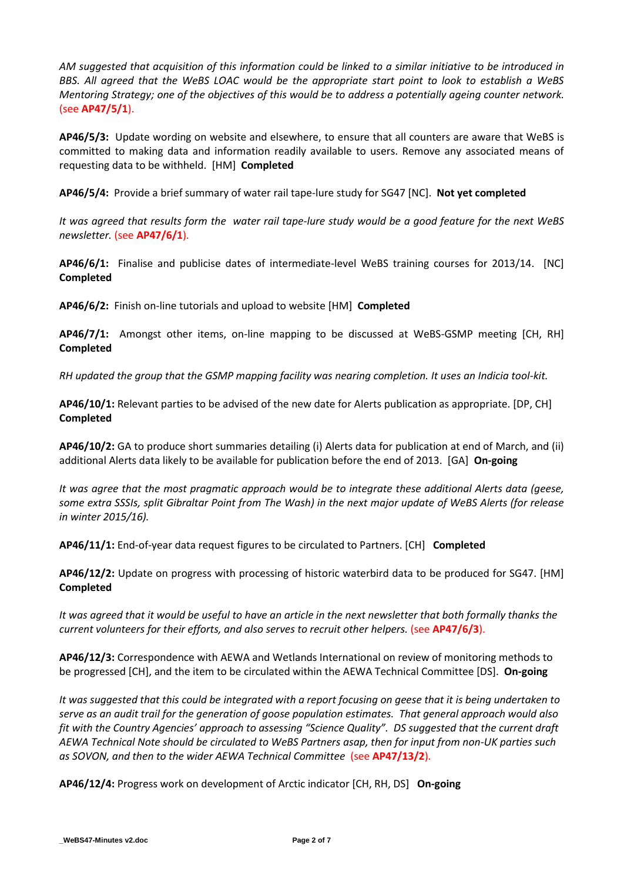*AM suggested that acquisition of this information could be linked to a similar initiative to be introduced in BBS. All agreed that the WeBS LOAC would be the appropriate start point to look to establish a WeBS Mentoring Strategy; one of the objectives of this would be to address a potentially ageing counter network.* (see **AP47/5/1**).

**AP46/5/3:** Update wording on website and elsewhere, to ensure that all counters are aware that WeBS is committed to making data and information readily available to users. Remove any associated means of requesting data to be withheld. [HM] **Completed**

**AP46/5/4:** Provide a brief summary of water rail tape-lure study for SG47 [NC]. **Not yet completed**

*It was agreed that results form the water rail tape-lure study would be a good feature for the next WeBS newsletter.* (see **AP47/6/1**).

**AP46/6/1:** Finalise and publicise dates of intermediate-level WeBS training courses for 2013/14. [NC] **Completed**

**AP46/6/2:** Finish on-line tutorials and upload to website [HM] **Completed**

**AP46/7/1:** Amongst other items, on-line mapping to be discussed at WeBS-GSMP meeting [CH, RH] **Completed**

*RH updated the group that the GSMP mapping facility was nearing completion. It uses an Indicia tool-kit.*

**AP46/10/1:** Relevant parties to be advised of the new date for Alerts publication as appropriate. [DP, CH] **Completed**

**AP46/10/2:** GA to produce short summaries detailing (i) Alerts data for publication at end of March, and (ii) additional Alerts data likely to be available for publication before the end of 2013. [GA] **On-going**

*It was agree that the most pragmatic approach would be to integrate these additional Alerts data (geese, some extra SSSIs, split Gibraltar Point from The Wash) in the next major update of WeBS Alerts (for release in winter 2015/16).*

**AP46/11/1:** End-of-year data request figures to be circulated to Partners. [CH] **Completed**

**AP46/12/2:** Update on progress with processing of historic waterbird data to be produced for SG47. [HM] **Completed**

*It was agreed that it would be useful to have an article in the next newsletter that both formally thanks the current volunteers for their efforts, and also serves to recruit other helpers.* (see **AP47/6/3**).

**AP46/12/3:** Correspondence with AEWA and Wetlands International on review of monitoring methods to be progressed [CH], and the item to be circulated within the AEWA Technical Committee [DS]. **On-going**

*It was suggested that this could be integrated with a report focusing on geese that it is being undertaken to serve as an audit trail for the generation of goose population estimates. That general approach would also fit with the Country Agencies' approach to assessing "Science Quality". DS suggested that the current draft AEWA Technical Note should be circulated to WeBS Partners asap, then for input from non-UK parties such as SOVON, and then to the wider AEWA Technical Committee* (see **AP47/13/2**).

**AP46/12/4:** Progress work on development of Arctic indicator [CH, RH, DS] **On-going**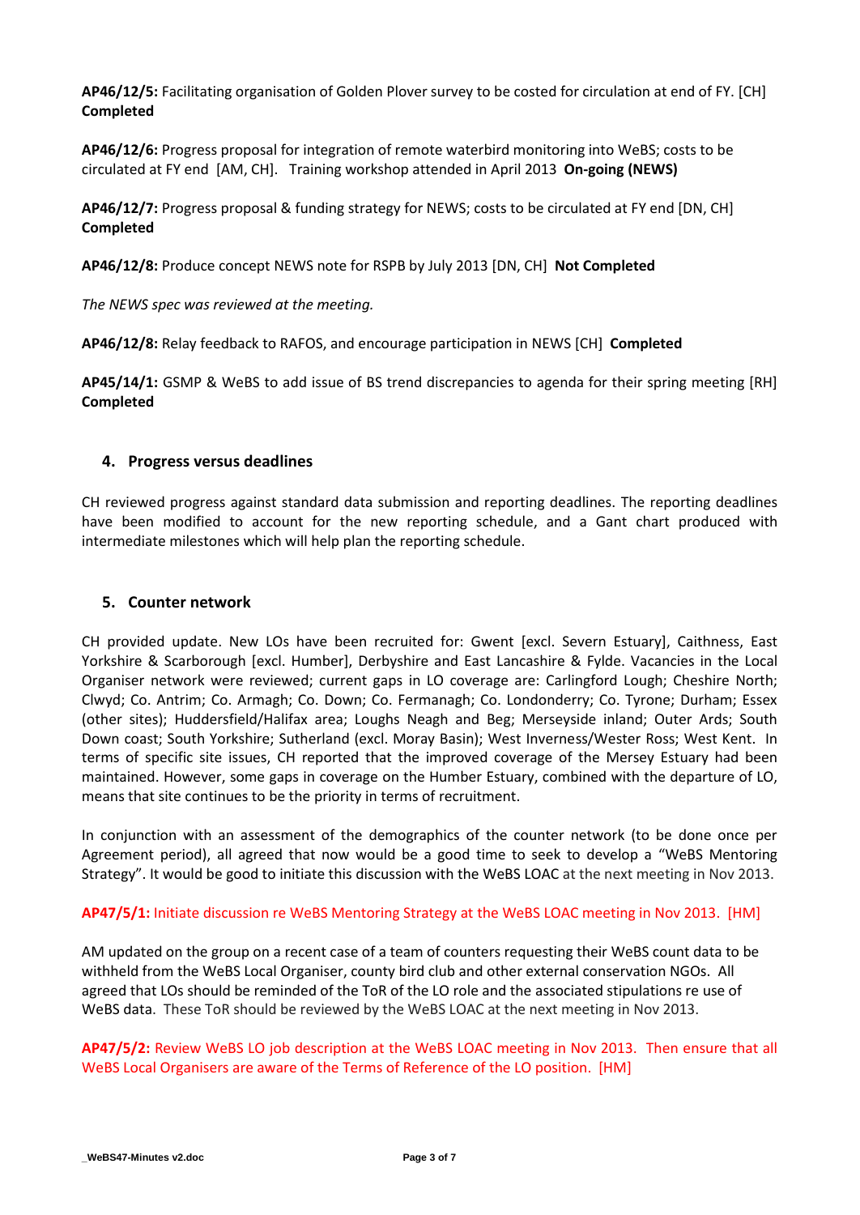**AP46/12/5:** Facilitating organisation of Golden Plover survey to be costed for circulation at end of FY. [CH] **Completed**

**AP46/12/6:** Progress proposal for integration of remote waterbird monitoring into WeBS; costs to be circulated at FY end [AM, CH]. Training workshop attended in April 2013 **On-going (NEWS)**

**AP46/12/7:** Progress proposal & funding strategy for NEWS; costs to be circulated at FY end [DN, CH] **Completed**

**AP46/12/8:** Produce concept NEWS note for RSPB by July 2013 [DN, CH] **Not Completed**

*The NEWS spec was reviewed at the meeting.*

**AP46/12/8:** Relay feedback to RAFOS, and encourage participation in NEWS [CH] **Completed**

**AP45/14/1:** GSMP & WeBS to add issue of BS trend discrepancies to agenda for their spring meeting [RH] **Completed**

## 4. Progress versus deadlines

CH reviewed progress against standard data submission and reporting deadlines. The reporting deadlines have been modified to account for the new reporting schedule, and a Gant chart produced with intermediate milestones which will help plan the reporting schedule.

## 5. Counter network

CH provided update. New LOs have been recruited for: Gwent [excl. Severn Estuary], Caithness, East Yorkshire & Scarborough [excl. Humber], Derbyshire and East Lancashire & Fylde. Vacancies in the Local Organiser network were reviewed; current gaps in LO coverage are: Carlingford Lough; Cheshire North; Clwyd; Co. Antrim; Co. Armagh; Co. Down; Co. Fermanagh; Co. Londonderry; Co. Tyrone; Durham; Essex (other sites); Huddersfield/Halifax area; Loughs Neagh and Beg; Merseyside inland; Outer Ards; South Down coast; South Yorkshire; Sutherland (excl. Moray Basin); West Inverness/Wester Ross; West Kent. In terms of specific site issues, CH reported that the improved coverage of the Mersey Estuary had been maintained. However, some gaps in coverage on the Humber Estuary, combined with the departure of LO, means that site continues to be the priority in terms of recruitment.

In conjunction with an assessment of the demographics of the counter network (to be done once per Agreement period), all agreed that now would be a good time to seek to develop a "WeBS Mentoring Strategy". It would be good to initiate this discussion with the WeBS LOAC at the next meeting in Nov 2013.

**AP47/5/1:** Initiate discussion re WeBS Mentoring Strategy at the WeBS LOAC meeting in Nov 2013. [HM]

AM updated on the group on a recent case of a team of counters requesting their WeBS count data to be withheld from the WeBS Local Organiser, county bird club and other external conservation NGOs. All agreed that LOs should be reminded of the ToR of the LO role and the associated stipulations re use of WeBS data. These ToR should be reviewed by the WeBS LOAC at the next meeting in Nov 2013.

**AP47/5/2:** Review WeBS LO job description at the WeBS LOAC meeting in Nov 2013. Then ensure that all WeBS Local Organisers are aware of the Terms of Reference of the LO position. [HM]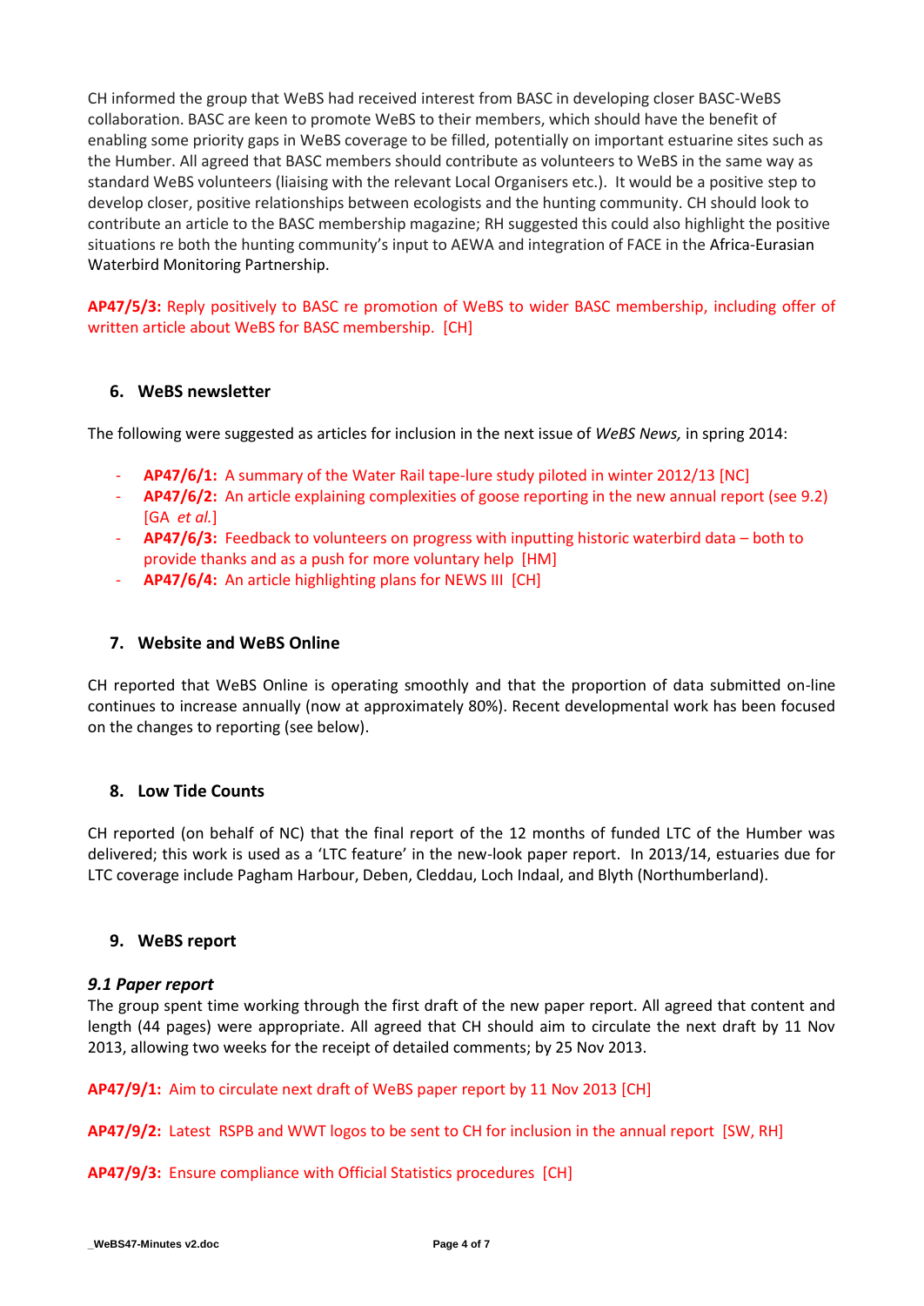CH informed the group that WeBS had received interest from BASC in developing closer BASC-WeBS collaboration. BASC are keen to promote WeBS to their members, which should have the benefit of enabling some priority gaps in WeBS coverage to be filled, potentially on important estuarine sites such as the Humber. All agreed that BASC members should contribute as volunteers to WeBS in the same way as standard WeBS volunteers (liaising with the relevant Local Organisers etc.). It would be a positive step to develop closer, positive relationships between ecologists and the hunting community. CH should look to contribute an article to the BASC membership magazine; RH suggested this could also highlight the positive situations re both the hunting community's input to AEWA and integration of FACE in the Africa-Eurasian Waterbird Monitoring Partnership.

**AP47/5/3:** Reply positively to BASC re promotion of WeBS to wider BASC membership, including offer of written article about WeBS for BASC membership. [CH]

## 6. WeBS newsletter

The following were suggested as articles for inclusion in the next issue of *WeBS News,* in spring 2014:

- **AP47/6/1:** A summary of the Water Rail tape-lure study piloted in winter 2012/13 [NC]
- **AP47/6/2:** An article explaining complexities of goose reporting in the new annual report (see 9.2) [GA *et al.*]
- **AP47/6/3:** Feedback to volunteers on progress with inputting historic waterbird data – both to provide thanks and as a push for more voluntary help [HM]
- **AP47/6/4:** An article highlighting plans for NEWS III [CH]

## 7. Website and WeBS Online

CH reported that WeBS Online is operating smoothly and that the proportion of data submitted on-line continues to increase annually (now at approximately 80%). Recent developmental work has been focused on the changes to reporting (see below).

## 8. Low Tide Counts

CH reported (on behalf of NC) that the final report of the 12 months of funded LTC of the Humber was delivered; this work is used as a 'LTC feature' in the new-look paper report. In 2013/14, estuaries due for LTC coverage include Pagham Harbour, Deben, Cleddau, Loch Indaal, and Blyth (Northumberland).

## 9. WeBS report

### *9.1 Paper report*

The group spent time working through the first draft of the new paper report. All agreed that content and length (44 pages) were appropriate. All agreed that CH should aim to circulate the next draft by 11 Nov 2013, allowing two weeks for the receipt of detailed comments; by 25 Nov 2013.

**AP47/9/1:** Aim to circulate next draft of WeBS paper report by 11 Nov 2013 [CH]

**AP47/9/2:** Latest RSPB and WWT logos to be sent to CH for inclusion in the annual report [SW, RH]

**AP47/9/3:** Ensure compliance with Official Statistics procedures [CH]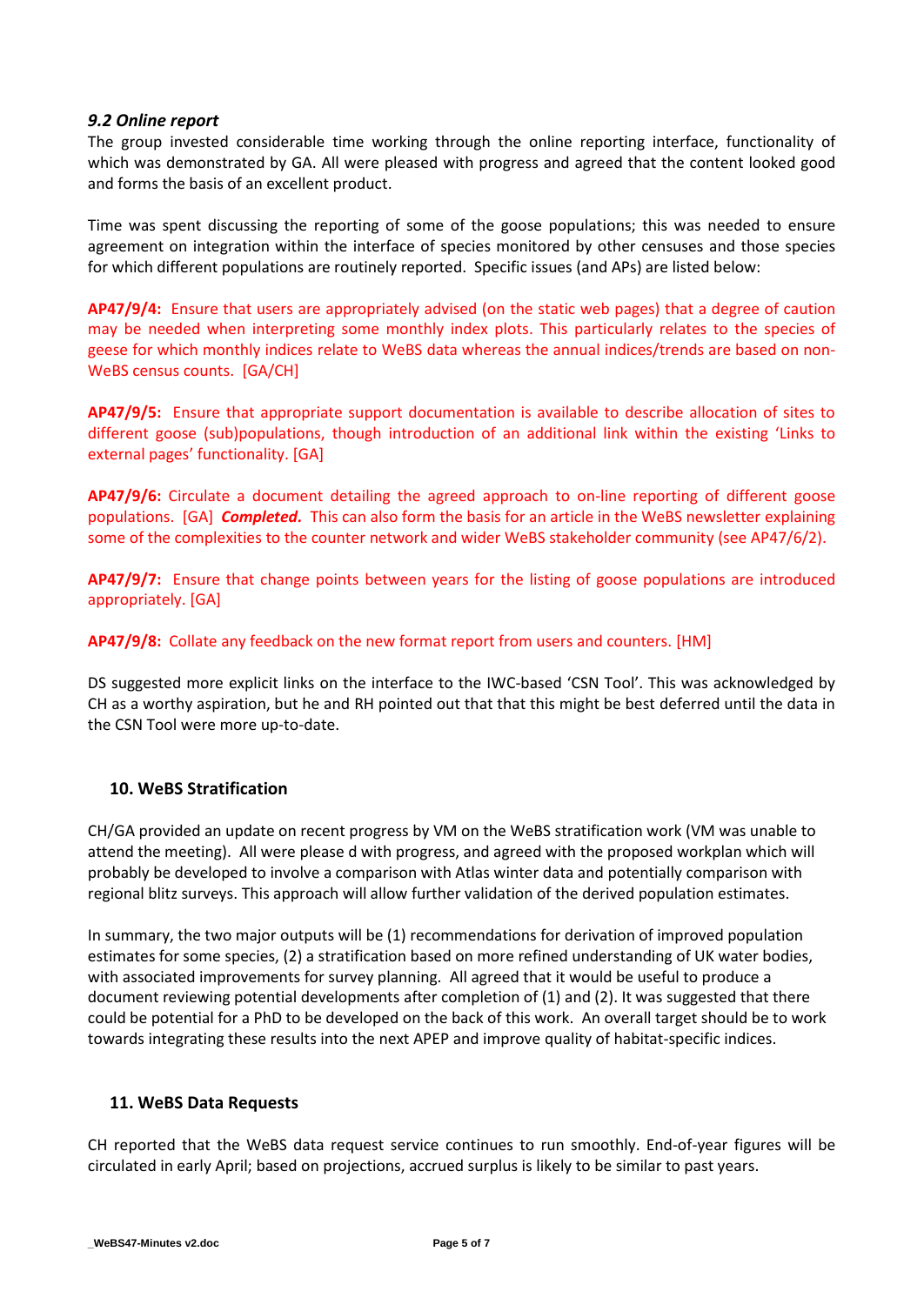### *9.2 Online report*

The group invested considerable time working through the online reporting interface, functionality of which was demonstrated by GA. All were pleased with progress and agreed that the content looked good and forms the basis of an excellent product.

Time was spent discussing the reporting of some of the goose populations; this was needed to ensure agreement on integration within the interface of species monitored by other censuses and those species for which different populations are routinely reported. Specific issues (and APs) are listed below:

**AP47/9/4:** Ensure that users are appropriately advised (on the static web pages) that a degree of caution may be needed when interpreting some monthly index plots. This particularly relates to the species of geese for which monthly indices relate to WeBS data whereas the annual indices/trends are based on non-WeBS census counts. [GA/CH]

**AP47/9/5:** Ensure that appropriate support documentation is available to describe allocation of sites to different goose (sub)populations, though introduction of an additional link within the existing 'Links to external pages' functionality. [GA]

**AP47/9/6:** Circulate a document detailing the agreed approach to on-line reporting of different goose populations. [GA] ***Completed.*** This can also form the basis for an article in the WeBS newsletter explaining some of the complexities to the counter network and wider WeBS stakeholder community (see AP47/6/2).

**AP47/9/7:** Ensure that change points between years for the listing of goose populations are introduced appropriately. [GA]

**AP47/9/8:** Collate any feedback on the new format report from users and counters. [HM]

DS suggested more explicit links on the interface to the IWC-based 'CSN Tool'. This was acknowledged by CH as a worthy aspiration, but he and RH pointed out that that this might be best deferred until the data in the CSN Tool were more up-to-date.

## 10. WeBS Stratification

CH/GA provided an update on recent progress by VM on the WeBS stratification work (VM was unable to attend the meeting). All were please d with progress, and agreed with the proposed workplan which will probably be developed to involve a comparison with Atlas winter data and potentially comparison with regional blitz surveys. This approach will allow further validation of the derived population estimates.

In summary, the two major outputs will be (1) recommendations for derivation of improved population estimates for some species, (2) a stratification based on more refined understanding of UK water bodies, with associated improvements for survey planning. All agreed that it would be useful to produce a document reviewing potential developments after completion of (1) and (2). It was suggested that there could be potential for a PhD to be developed on the back of this work. An overall target should be to work towards integrating these results into the next APEP and improve quality of habitat-specific indices.

## 11. WeBS Data Requests

CH reported that the WeBS data request service continues to run smoothly. End-of-year figures will be circulated in early April; based on projections, accrued surplus is likely to be similar to past years.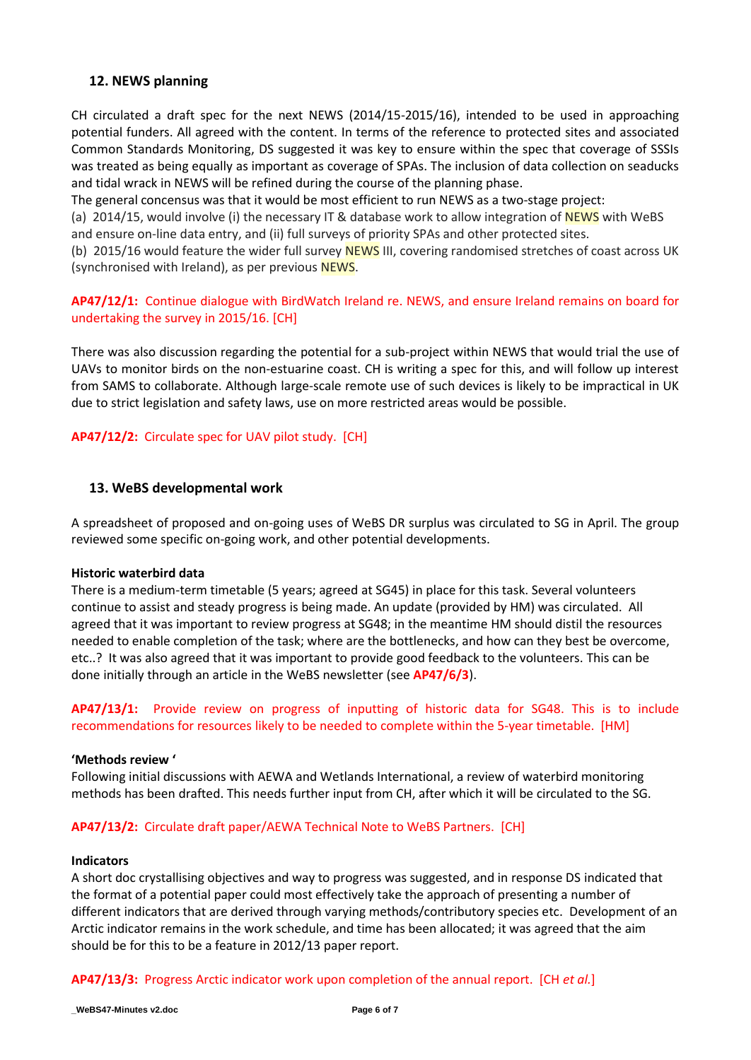## 12. NEWS planning

CH circulated a draft spec for the next NEWS (2014/15-2015/16), intended to be used in approaching potential funders. All agreed with the content. In terms of the reference to protected sites and associated Common Standards Monitoring, DS suggested it was key to ensure within the spec that coverage of SSSIs was treated as being equally as important as coverage of SPAs. The inclusion of data collection on seaducks and tidal wrack in NEWS will be refined during the course of the planning phase.

The general concensus was that it would be most efficient to run NEWS as a two-stage project:

(a) 2014/15, would involve (i) the necessary IT & database work to allow integration of NEWS with WeBS and ensure on-line data entry, and (ii) full surveys of priority SPAs and other protected sites.

(b) 2015/16 would feature the wider full survey NEWS III, covering randomised stretches of coast across UK (synchronised with Ireland), as per previous NEWS.

**AP47/12/1:** Continue dialogue with BirdWatch Ireland re. NEWS, and ensure Ireland remains on board for undertaking the survey in 2015/16. [CH]

There was also discussion regarding the potential for a sub-project within NEWS that would trial the use of UAVs to monitor birds on the non-estuarine coast. CH is writing a spec for this, and will follow up interest from SAMS to collaborate. Although large-scale remote use of such devices is likely to be impractical in UK due to strict legislation and safety laws, use on more restricted areas would be possible.

**AP47/12/2:** Circulate spec for UAV pilot study. [CH]

## 13. WeBS developmental work

A spreadsheet of proposed and on-going uses of WeBS DR surplus was circulated to SG in April. The group reviewed some specific on-going work, and other potential developments.

**Historic waterbird data**

There is a medium-term timetable (5 years; agreed at SG45) in place for this task. Several volunteers continue to assist and steady progress is being made. An update (provided by HM) was circulated. All agreed that it was important to review progress at SG48; in the meantime HM should distil the resources needed to enable completion of the task; where are the bottlenecks, and how can they best be overcome, etc..? It was also agreed that it was important to provide good feedback to the volunteers. This can be done initially through an article in the WeBS newsletter (see **AP47/6/3**).

**AP47/13/1:** Provide review on progress of inputting of historic data for SG48. This is to include recommendations for resources likely to be needed to complete within the 5-year timetable. [HM]

**'Methods review '**

Following initial discussions with AEWA and Wetlands International, a review of waterbird monitoring methods has been drafted. This needs further input from CH, after which it will be circulated to the SG.

**AP47/13/2:** Circulate draft paper/AEWA Technical Note to WeBS Partners. [CH]

**Indicators**

A short doc crystallising objectives and way to progress was suggested, and in response DS indicated that the format of a potential paper could most effectively take the approach of presenting a number of different indicators that are derived through varying methods/contributory species etc. Development of an Arctic indicator remains in the work schedule, and time has been allocated; it was agreed that the aim should be for this to be a feature in 2012/13 paper report.

**AP47/13/3:** Progress Arctic indicator work upon completion of the annual report. [CH *et al.*]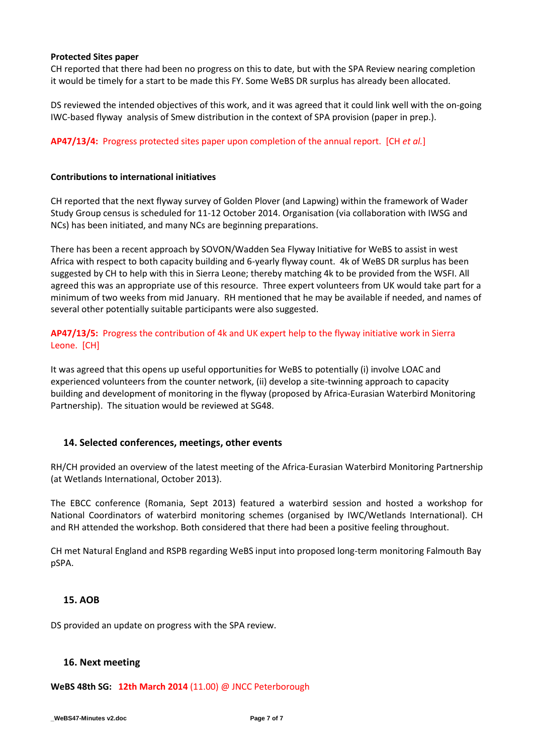**Protected Sites paper**

CH reported that there had been no progress on this to date, but with the SPA Review nearing completion it would be timely for a start to be made this FY. Some WeBS DR surplus has already been allocated.

DS reviewed the intended objectives of this work, and it was agreed that it could link well with the on-going IWC-based flyway analysis of Smew distribution in the context of SPA provision (paper in prep.).

**AP47/13/4:** Progress protected sites paper upon completion of the annual report. [CH *et al.*]

**Contributions to international initiatives**

CH reported that the next flyway survey of Golden Plover (and Lapwing) within the framework of Wader Study Group census is scheduled for 11-12 October 2014. Organisation (via collaboration with IWSG and NCs) has been initiated, and many NCs are beginning preparations.

There has been a recent approach by SOVON/Wadden Sea Flyway Initiative for WeBS to assist in west Africa with respect to both capacity building and 6-yearly flyway count. 4k of WeBS DR surplus has been suggested by CH to help with this in Sierra Leone; thereby matching 4k to be provided from the WSFI. All agreed this was an appropriate use of this resource. Three expert volunteers from UK would take part for a minimum of two weeks from mid January. RH mentioned that he may be available if needed, and names of several other potentially suitable participants were also suggested.

**AP47/13/5:** Progress the contribution of 4k and UK expert help to the flyway initiative work in Sierra Leone. [CH]

It was agreed that this opens up useful opportunities for WeBS to potentially (i) involve LOAC and experienced volunteers from the counter network, (ii) develop a site-twinning approach to capacity building and development of monitoring in the flyway (proposed by Africa-Eurasian Waterbird Monitoring Partnership). The situation would be reviewed at SG48.

## 14. Selected conferences, meetings, other events

RH/CH provided an overview of the latest meeting of the Africa-Eurasian Waterbird Monitoring Partnership (at Wetlands International, October 2013).

The EBCC conference (Romania, Sept 2013) featured a waterbird session and hosted a workshop for National Coordinators of waterbird monitoring schemes (organised by IWC/Wetlands International). CH and RH attended the workshop. Both considered that there had been a positive feeling throughout.

CH met Natural England and RSPB regarding WeBS input into proposed long-term monitoring Falmouth Bay pSPA.

## 15. AOB

DS provided an update on progress with the SPA review.

## 16. Next meeting

**WeBS 48th SG:** **12th March 2014** (11.00) @ JNCC Peterborough